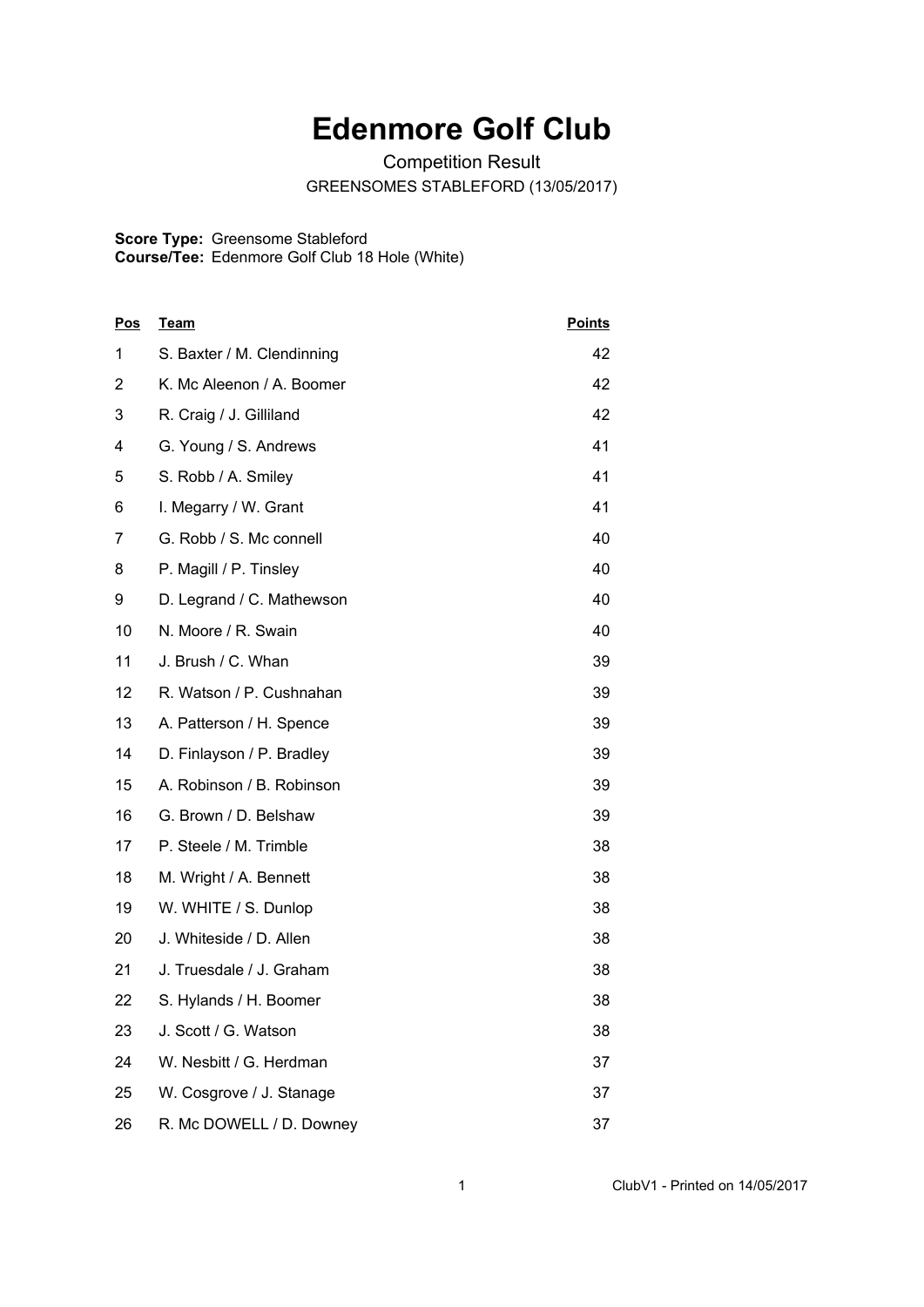# Edenmore Golf Club

Competition Result

GREENSOMES STABLEFORD (13/05/2017)

**Score Type:** Greensome Stableford
**Course/Tee:** Edenmore Golf Club 18 Hole (White)

| Pos | Team | Points |
|---|---|---|
| 1 | S. Baxter / M. Clendinning | 42 |
| 2 | K. Mc Aleenon / A. Boomer | 42 |
| 3 | R. Craig / J. Gilliland | 42 |
| 4 | G. Young / S. Andrews | 41 |
| 5 | S. Robb / A. Smiley | 41 |
| 6 | I. Megarry / W. Grant | 41 |
| 7 | G. Robb / S. Mc connell | 40 |
| 8 | P. Magill / P. Tinsley | 40 |
| 9 | D. Legrand / C. Mathewson | 40 |
| 10 | N. Moore / R. Swain | 40 |
| 11 | J. Brush / C. Whan | 39 |
| 12 | R. Watson / P. Cushnahan | 39 |
| 13 | A. Patterson / H. Spence | 39 |
| 14 | D. Finlayson / P. Bradley | 39 |
| 15 | A. Robinson / B. Robinson | 39 |
| 16 | G. Brown / D. Belshaw | 39 |
| 17 | P. Steele / M. Trimble | 38 |
| 18 | M. Wright / A. Bennett | 38 |
| 19 | W. WHITE / S. Dunlop | 38 |
| 20 | J. Whiteside / D. Allen | 38 |
| 21 | J. Truesdale / J. Graham | 38 |
| 22 | S. Hylands / H. Boomer | 38 |
| 23 | J. Scott / G. Watson | 38 |
| 24 | W. Nesbitt / G. Herdman | 37 |
| 25 | W. Cosgrove / J. Stanage | 37 |
| 26 | R. Mc DOWELL / D. Downey | 37 |

ClubV1 - Printed on 14/05/2017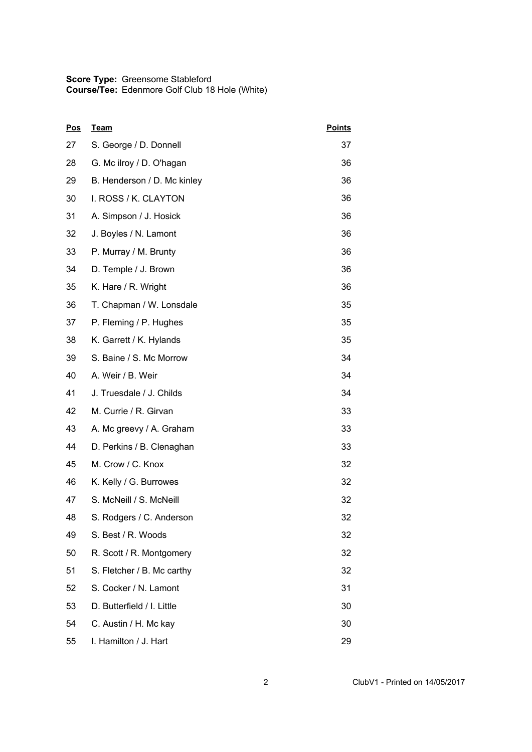**Score Type:** Greensome Stableford
**Course/Tee:** Edenmore Golf Club 18 Hole (White)

| Pos | Team | Points |
|---|---|---|
| 27 | S. George / D. Donnell | 37 |
| 28 | G. Mc ilroy / D. O'hagan | 36 |
| 29 | B. Henderson / D. Mc kinley | 36 |
| 30 | I. ROSS / K. CLAYTON | 36 |
| 31 | A. Simpson / J. Hosick | 36 |
| 32 | J. Boyles / N. Lamont | 36 |
| 33 | P. Murray / M. Brunty | 36 |
| 34 | D. Temple / J. Brown | 36 |
| 35 | K. Hare / R. Wright | 36 |
| 36 | T. Chapman / W. Lonsdale | 35 |
| 37 | P. Fleming / P. Hughes | 35 |
| 38 | K. Garrett / K. Hylands | 35 |
| 39 | S. Baine / S. Mc Morrow | 34 |
| 40 | A. Weir / B. Weir | 34 |
| 41 | J. Truesdale / J. Childs | 34 |
| 42 | M. Currie / R. Girvan | 33 |
| 43 | A. Mc greevy / A. Graham | 33 |
| 44 | D. Perkins / B. Clenaghan | 33 |
| 45 | M. Crow / C. Knox | 32 |
| 46 | K. Kelly / G. Burrowes | 32 |
| 47 | S. McNeill / S. McNeill | 32 |
| 48 | S. Rodgers / C. Anderson | 32 |
| 49 | S. Best / R. Woods | 32 |
| 50 | R. Scott / R. Montgomery | 32 |
| 51 | S. Fletcher / B. Mc carthy | 32 |
| 52 | S. Cocker / N. Lamont | 31 |
| 53 | D. Butterfield / I. Little | 30 |
| 54 | C. Austin / H. Mc kay | 30 |
| 55 | I. Hamilton / J. Hart | 29 |

ClubV1 - Printed on 14/05/2017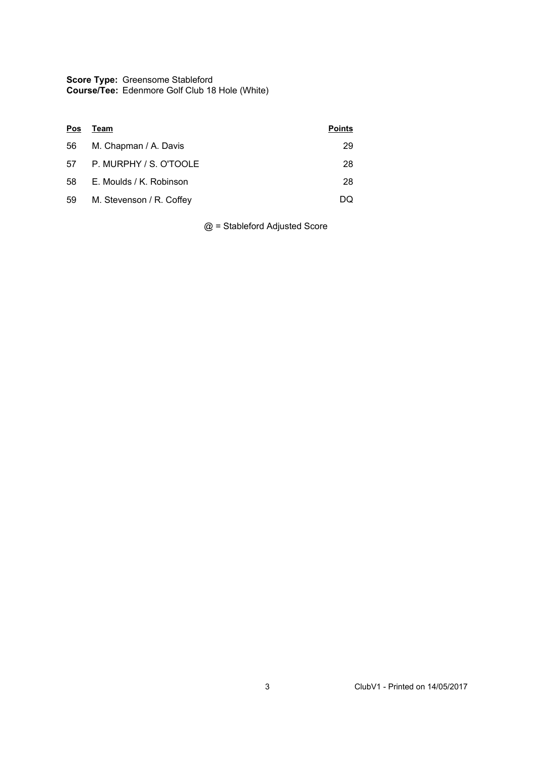**Score Type:** Greensome Stableford
**Course/Tee:** Edenmore Golf Club 18 Hole (White)

| Pos | Team | Points |
| --- | --- | --- |
| 56 | M. Chapman / A. Davis | 29 |
| 57 | P. MURPHY / S. O'TOOLE | 28 |
| 58 | E. Moulds / K. Robinson | 28 |
| 59 | M. Stevenson / R. Coffey | DQ |

@ = Stableford Adjusted Score

ClubV1 - Printed on 14/05/2017